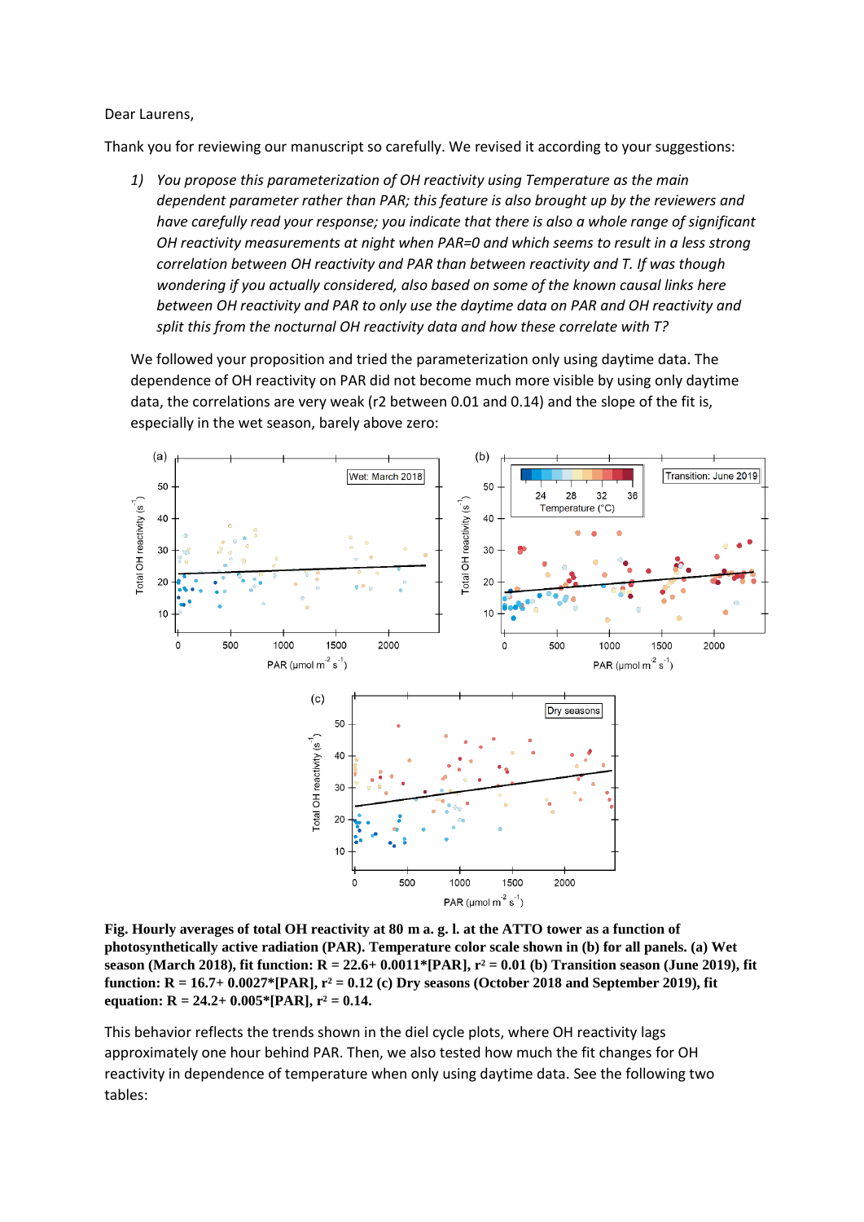Dear Laurens,

Thank you for reviewing our manuscript so carefully. We revised it according to your suggestions:

1) *You propose this parameterization of OH reactivity using Temperature as the main dependent parameter rather than PAR; this feature is also brought up by the reviewers and have carefully read your response; you indicate that there is also a whole range of significant OH reactivity measurements at night when PAR=0 and which seems to result in a less strong correlation between OH reactivity and PAR than between reactivity and T. If was though wondering if you actually considered, also based on some of the known causal links here between OH reactivity and PAR to only use the daytime data on PAR and OH reactivity and split this from the nocturnal OH reactivity data and how these correlate with T?*

   We followed your proposition and tried the parameterization only using daytime data. The dependence of OH reactivity on PAR did not become much more visible by using only daytime data, the correlations are very weak ($r^2$ between 0.01 and 0.14) and the slope of the fit is, especially in the wet season, barely above zero:

**Fig. Hourly averages of total OH reactivity at 80 m a. g. l. at the ATTO tower as a function of photosynthetically active radiation (PAR). Temperature color scale shown in (b) for all panels. (a) Wet season (March 2018), fit function: R = 22.6+ 0.0011*[PAR], $r^2$ = 0.01 (b) Transition season (June 2019), fit function: R = 16.7+ 0.0027*[PAR], $r^2$ = 0.12 (c) Dry seasons (October 2018 and September 2019), fit equation: R = 24.2+ 0.005*[PAR], $r^2$ = 0.14.**

This behavior reflects the trends shown in the diel cycle plots, where OH reactivity lags approximately one hour behind PAR. Then, we also tested how much the fit changes for OH reactivity in dependence of temperature when only using daytime data. See the following two tables: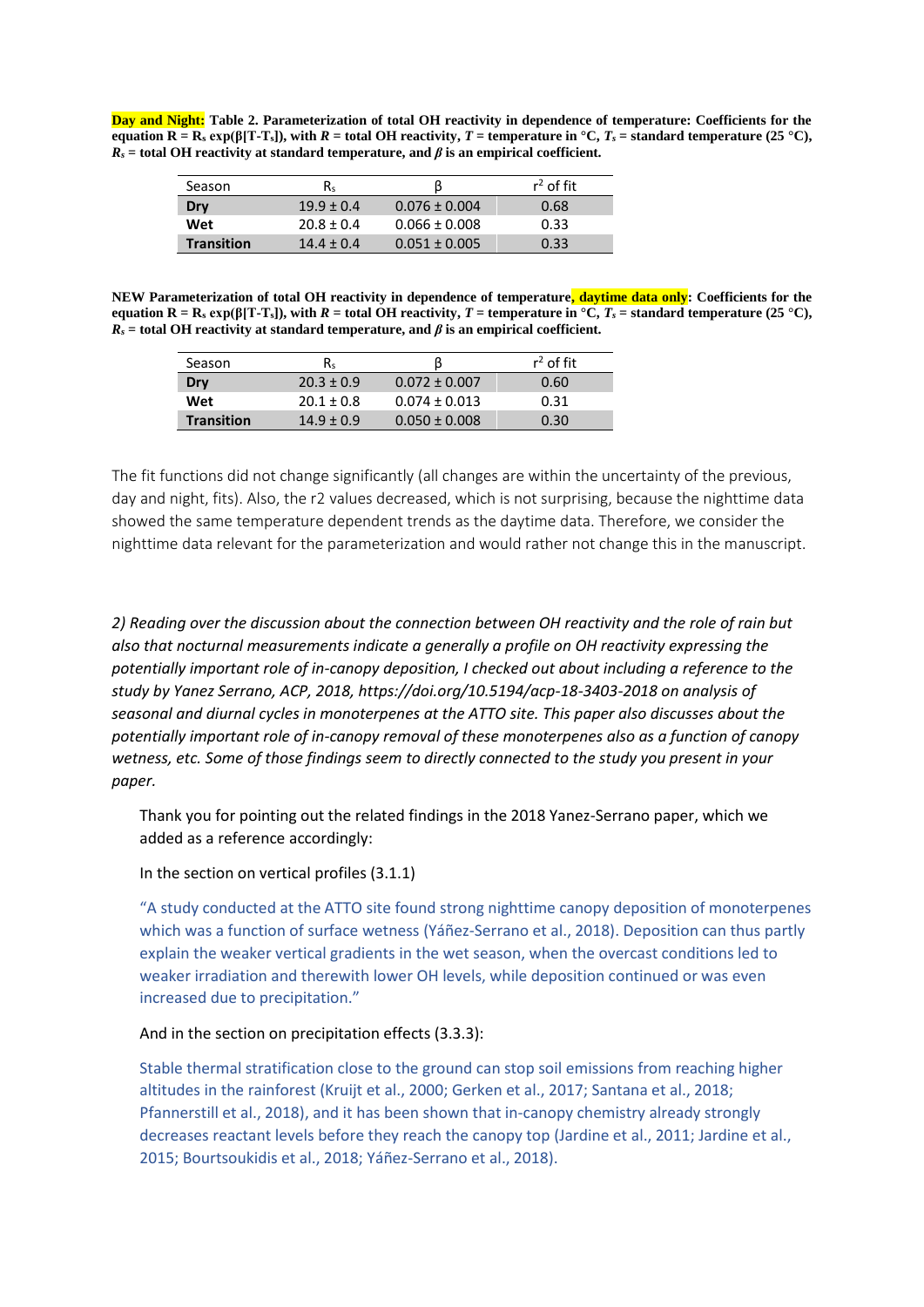**Day and Night: Table 2. Parameterization of total OH reactivity in dependence of temperature: Coefficients for the equation $R = R_s \exp(\beta[T-T_s])$, with $R$ = total OH reactivity, $T$ = temperature in °C, $T_s$ = standard temperature (25 °C), $R_s$ = total OH reactivity at standard temperature, and $\beta$ is an empirical coefficient.**

| Season | $R_s$ | β | $r^2$ of fit |
|---|---|---|---|
| **Dry** | 19.9 ± 0.4 | 0.076 ± 0.004 | 0.68 |
| **Wet** | 20.8 ± 0.4 | 0.066 ± 0.008 | 0.33 |
| **Transition** | 14.4 ± 0.4 | 0.051 ± 0.005 | 0.33 |

**NEW Parameterization of total OH reactivity in dependence of temperature, daytime data only: Coefficients for the equation $R = R_s \exp(\beta[T-T_s])$, with $R$ = total OH reactivity, $T$ = temperature in °C, $T_s$ = standard temperature (25 °C), $R_s$ = total OH reactivity at standard temperature, and $\beta$ is an empirical coefficient.**

| Season | $R_s$ | β | $r^2$ of fit |
|---|---|---|---|
| **Dry** | 20.3 ± 0.9 | 0.072 ± 0.007 | 0.60 |
| **Wet** | 20.1 ± 0.8 | 0.074 ± 0.013 | 0.31 |
| **Transition** | 14.9 ± 0.9 | 0.050 ± 0.008 | 0.30 |

The fit functions did not change significantly (all changes are within the uncertainty of the previous, day and night, fits). Also, the r2 values decreased, which is not surprising, because the nighttime data showed the same temperature dependent trends as the daytime data. Therefore, we consider the nighttime data relevant for the parameterization and would rather not change this in the manuscript.

*2) Reading over the discussion about the connection between OH reactivity and the role of rain but also that nocturnal measurements indicate a generally a profile on OH reactivity expressing the potentially important role of in-canopy deposition, I checked out about including a reference to the study by Yanez Serrano, ACP, 2018, https://doi.org/10.5194/acp-18-3403-2018 on analysis of seasonal and diurnal cycles in monoterpenes at the ATTO site. This paper also discusses about the potentially important role of in-canopy removal of these monoterpenes also as a function of canopy wetness, etc. Some of those findings seem to directly connected to the study you present in your paper.*

Thank you for pointing out the related findings in the 2018 Yanez-Serrano paper, which we added as a reference accordingly:

In the section on vertical profiles (3.1.1)

"A study conducted at the ATTO site found strong nighttime canopy deposition of monoterpenes which was a function of surface wetness (Yáñez-Serrano et al., 2018). Deposition can thus partly explain the weaker vertical gradients in the wet season, when the overcast conditions led to weaker irradiation and therewith lower OH levels, while deposition continued or was even increased due to precipitation."

And in the section on precipitation effects (3.3.3):

Stable thermal stratification close to the ground can stop soil emissions from reaching higher altitudes in the rainforest (Kruijt et al., 2000; Gerken et al., 2017; Santana et al., 2018; Pfannerstill et al., 2018), and it has been shown that in-canopy chemistry already strongly decreases reactant levels before they reach the canopy top (Jardine et al., 2011; Jardine et al., 2015; Bourtsoukidis et al., 2018; Yáñez-Serrano et al., 2018).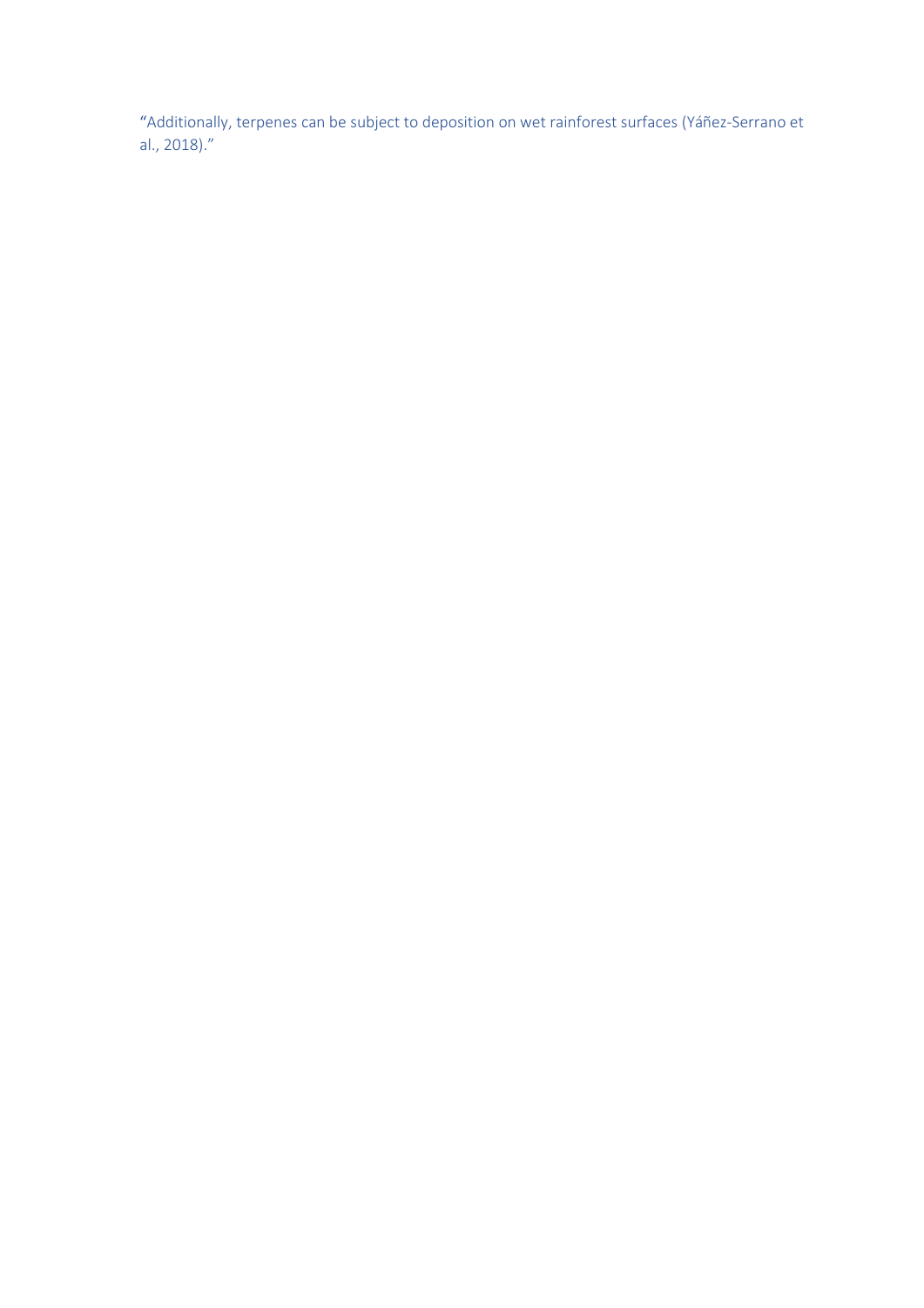"Additionally, terpenes can be subject to deposition on wet rainforest surfaces (Yáñez-Serrano et al., 2018)."